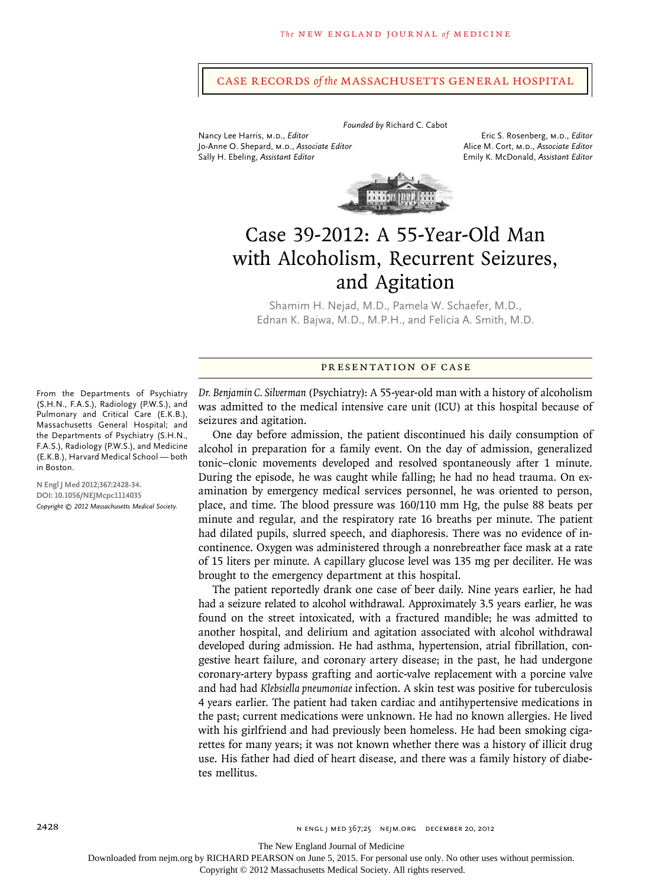## Case Records *of the* Massachusetts General Hospital

*Founded by* Richard C. Cabot

Nancy Lee Harris, M.D., *Editor*
Jo-Anne O. Shepard, M.D., *Associate Editor*
Sally H. Ebeling, *Assistant Editor*

Eric S. Rosenberg, M.D., *Editor*
Alice M. Cort, M.D., *Associate Editor*
Emily K. McDonald, *Assistant Editor*

# Case 39-2012: A 55-Year-Old Man with Alcoholism, Recurrent Seizures, and Agitation

Shamim H. Nejad, M.D., Pamela W. Schaefer, M.D., Ednan K. Bajwa, M.D., M.P.H., and Felicia A. Smith, M.D.

From the Departments of Psychiatry (S.H.N., F.A.S.), Radiology (P.W.S.), and Pulmonary and Critical Care (E.K.B.), Massachusetts General Hospital; and the Departments of Psychiatry (S.H.N., F.A.S.), Radiology (P.W.S.), and Medicine (E.K.B.), Harvard Medical School — both in Boston.

N Engl J Med 2012;367:2428-34.
DOI: 10.1056/NEJMcpc1114035
*Copyright © 2012 Massachusetts Medical Society.*

## Presentation of Case

*Dr. Benjamin C. Silverman* (Psychiatry): A 55-year-old man with a history of alcoholism was admitted to the medical intensive care unit (ICU) at this hospital because of seizures and agitation.

One day before admission, the patient discontinued his daily consumption of alcohol in preparation for a family event. On the day of admission, generalized tonic–clonic movements developed and resolved spontaneously after 1 minute. During the episode, he was caught while falling; he had no head trauma. On examination by emergency medical services personnel, he was oriented to person, place, and time. The blood pressure was 160/110 mm Hg, the pulse 88 beats per minute and regular, and the respiratory rate 16 breaths per minute. The patient had dilated pupils, slurred speech, and diaphoresis. There was no evidence of incontinence. Oxygen was administered through a nonrebreather face mask at a rate of 15 liters per minute. A capillary glucose level was 135 mg per deciliter. He was brought to the emergency department at this hospital.

The patient reportedly drank one case of beer daily. Nine years earlier, he had had a seizure related to alcohol withdrawal. Approximately 3.5 years earlier, he was found on the street intoxicated, with a fractured mandible; he was admitted to another hospital, and delirium and agitation associated with alcohol withdrawal developed during admission. He had asthma, hypertension, atrial fibrillation, congestive heart failure, and coronary artery disease; in the past, he had undergone coronary-artery bypass grafting and aortic-valve replacement with a porcine valve and had had *Klebsiella pneumoniae* infection. A skin test was positive for tuberculosis 4 years earlier. The patient had taken cardiac and antihypertensive medications in the past; current medications were unknown. He had no known allergies. He lived with his girlfriend and had previously been homeless. He had been smoking cigarettes for many years; it was not known whether there was a history of illicit drug use. His father had died of heart disease, and there was a family history of diabetes mellitus.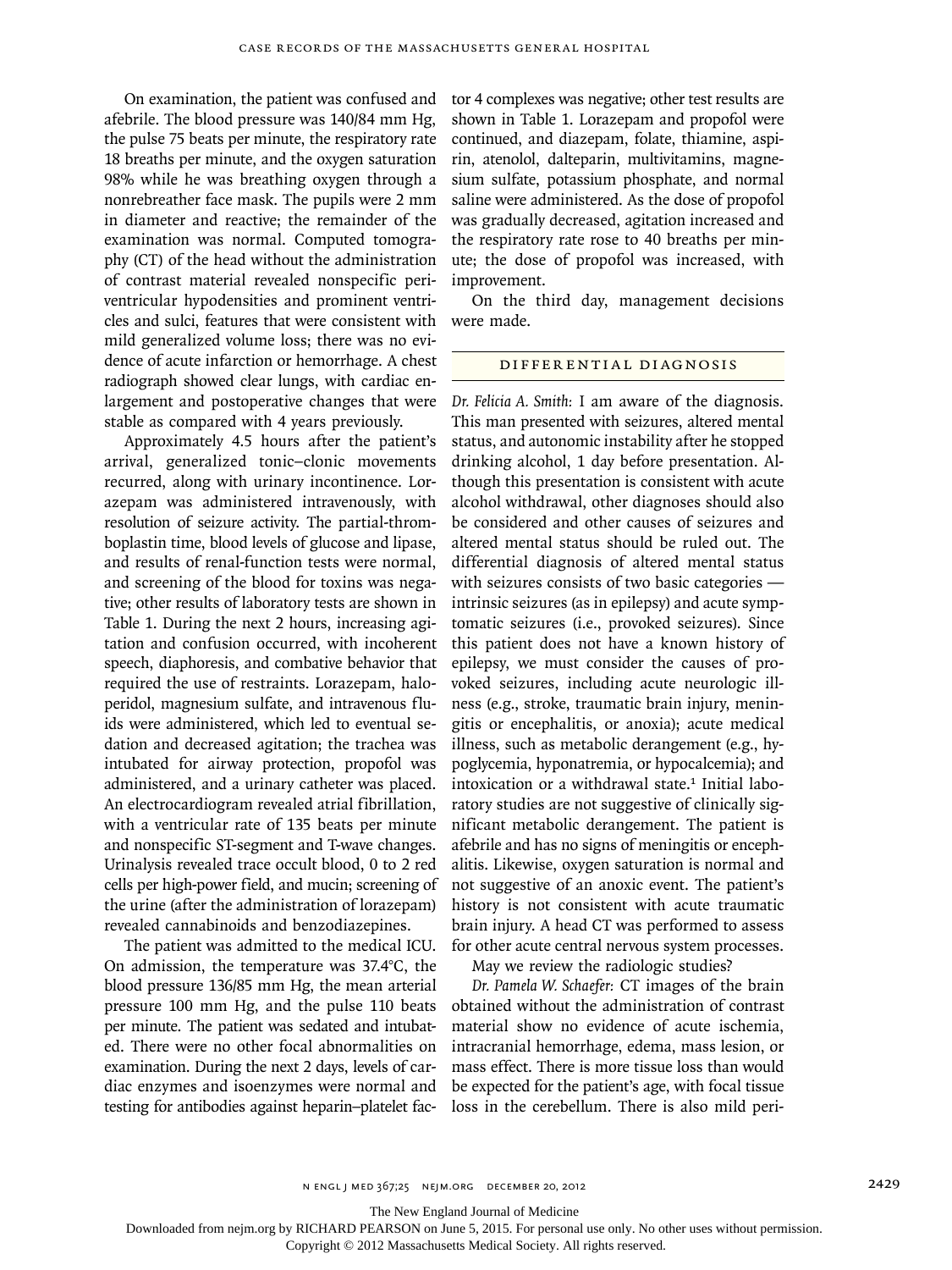On examination, the patient was confused and afebrile. The blood pressure was 140/84 mm Hg, the pulse 75 beats per minute, the respiratory rate 18 breaths per minute, and the oxygen saturation 98% while he was breathing oxygen through a nonrebreather face mask. The pupils were 2 mm in diameter and reactive; the remainder of the examination was normal. Computed tomography (CT) of the head without the administration of contrast material revealed nonspecific periventricular hypodensities and prominent ventricles and sulci, features that were consistent with mild generalized volume loss; there was no evidence of acute infarction or hemorrhage. A chest radiograph showed clear lungs, with cardiac enlargement and postoperative changes that were stable as compared with 4 years previously.

Approximately 4.5 hours after the patient's arrival, generalized tonic–clonic movements recurred, along with urinary incontinence. Lorazepam was administered intravenously, with resolution of seizure activity. The partial-thromboplastin time, blood levels of glucose and lipase, and results of renal-function tests were normal, and screening of the blood for toxins was negative; other results of laboratory tests are shown in Table 1. During the next 2 hours, increasing agitation and confusion occurred, with incoherent speech, diaphoresis, and combative behavior that required the use of restraints. Lorazepam, haloperidol, magnesium sulfate, and intravenous fluids were administered, which led to eventual sedation and decreased agitation; the trachea was intubated for airway protection, propofol was administered, and a urinary catheter was placed. An electrocardiogram revealed atrial fibrillation, with a ventricular rate of 135 beats per minute and nonspecific ST-segment and T-wave changes. Urinalysis revealed trace occult blood, 0 to 2 red cells per high-power field, and mucin; screening of the urine (after the administration of lorazepam) revealed cannabinoids and benzodiazepines.

The patient was admitted to the medical ICU. On admission, the temperature was 37.4°C, the blood pressure 136/85 mm Hg, the mean arterial pressure 100 mm Hg, and the pulse 110 beats per minute. The patient was sedated and intubated. There were no other focal abnormalities on examination. During the next 2 days, levels of cardiac enzymes and isoenzymes were normal and testing for antibodies against heparin–platelet factor 4 complexes was negative; other test results are shown in Table 1. Lorazepam and propofol were continued, and diazepam, folate, thiamine, aspirin, atenolol, dalteparin, multivitamins, magnesium sulfate, potassium phosphate, and normal saline were administered. As the dose of propofol was gradually decreased, agitation increased and the respiratory rate rose to 40 breaths per minute; the dose of propofol was increased, with improvement.

On the third day, management decisions were made.

## Differential Diagnosis

*Dr. Felicia A. Smith:* I am aware of the diagnosis. This man presented with seizures, altered mental status, and autonomic instability after he stopped drinking alcohol, 1 day before presentation. Although this presentation is consistent with acute alcohol withdrawal, other diagnoses should also be considered and other causes of seizures and altered mental status should be ruled out. The differential diagnosis of altered mental status with seizures consists of two basic categories — intrinsic seizures (as in epilepsy) and acute symptomatic seizures (i.e., provoked seizures). Since this patient does not have a known history of epilepsy, we must consider the causes of provoked seizures, including acute neurologic illness (e.g., stroke, traumatic brain injury, meningitis or encephalitis, or anoxia); acute medical illness, such as metabolic derangement (e.g., hypoglycemia, hyponatremia, or hypocalcemia); and intoxication or a withdrawal state.[1] Initial laboratory studies are not suggestive of clinically significant metabolic derangement. The patient is afebrile and has no signs of meningitis or encephalitis. Likewise, oxygen saturation is normal and not suggestive of an anoxic event. The patient's history is not consistent with acute traumatic brain injury. A head CT was performed to assess for other acute central nervous system processes.

May we review the radiologic studies?

*Dr. Pamela W. Schaefer:* CT images of the brain obtained without the administration of contrast material show no evidence of acute ischemia, intracranial hemorrhage, edema, mass lesion, or mass effect. There is more tissue loss than would be expected for the patient's age, with focal tissue loss in the cerebellum. There is also mild peri-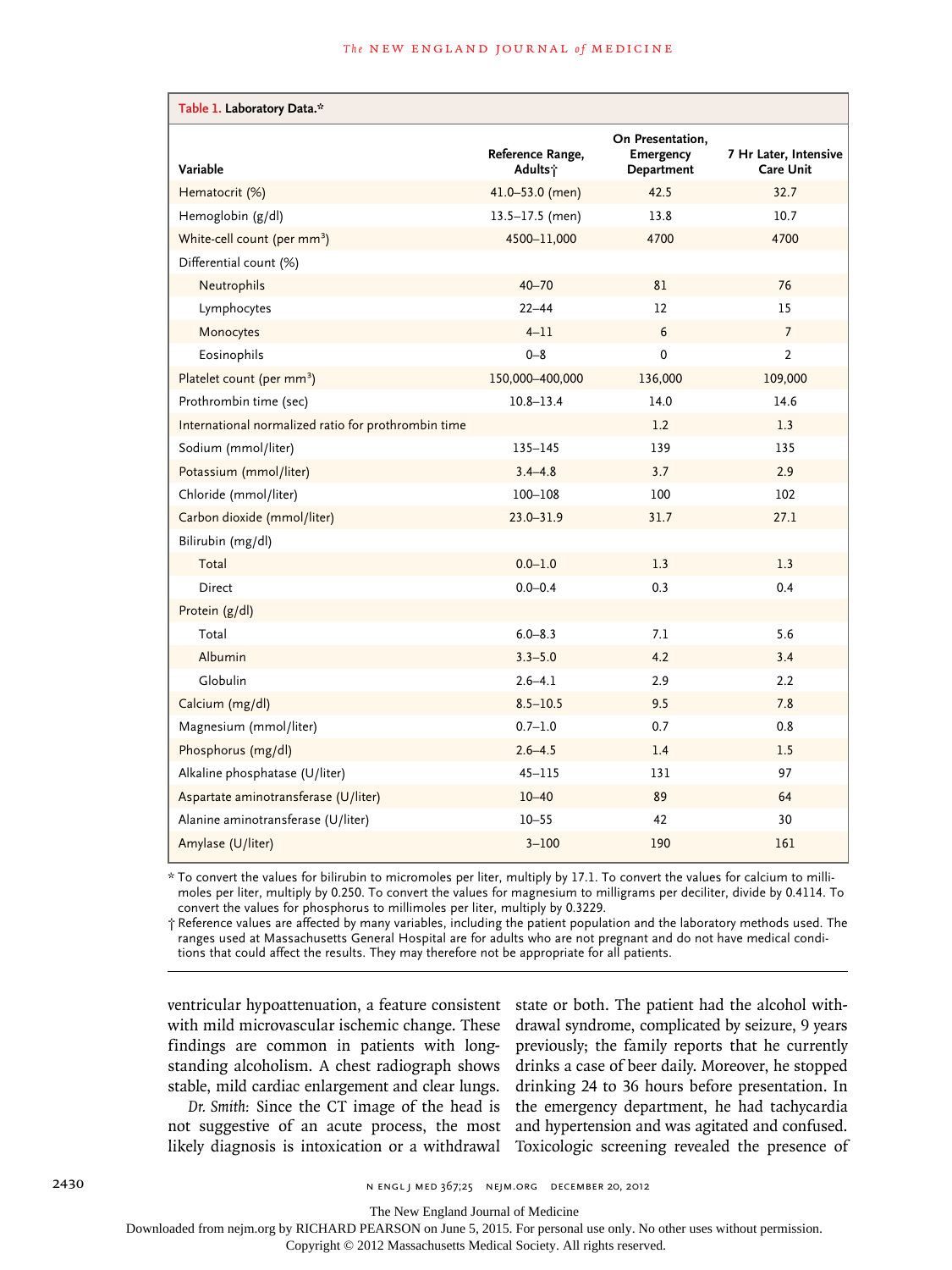**Table 1. Laboratory Data.***

| Variable | Reference Range, Adults† | On Presentation, Emergency Department | 7 Hr Later, Intensive Care Unit |
|---|---|---|---|
| Hematocrit (%) | 41.0–53.0 (men) | 42.5 | 32.7 |
| Hemoglobin (g/dl) | 13.5–17.5 (men) | 13.8 | 10.7 |
| White-cell count (per mm³) | 4500–11,000 | 4700 | 4700 |
| Differential count (%) | | | |
| Neutrophils | 40–70 | 81 | 76 |
| Lymphocytes | 22–44 | 12 | 15 |
| Monocytes | 4–11 | 6 | 7 |
| Eosinophils | 0–8 | 0 | 2 |
| Platelet count (per mm³) | 150,000–400,000 | 136,000 | 109,000 |
| Prothrombin time (sec) | 10.8–13.4 | 14.0 | 14.6 |
| International normalized ratio for prothrombin time | | 1.2 | 1.3 |
| Sodium (mmol/liter) | 135–145 | 139 | 135 |
| Potassium (mmol/liter) | 3.4–4.8 | 3.7 | 2.9 |
| Chloride (mmol/liter) | 100–108 | 100 | 102 |
| Carbon dioxide (mmol/liter) | 23.0–31.9 | 31.7 | 27.1 |
| Bilirubin (mg/dl) | | | |
| Total | 0.0–1.0 | 1.3 | 1.3 |
| Direct | 0.0–0.4 | 0.3 | 0.4 |
| Protein (g/dl) | | | |
| Total | 6.0–8.3 | 7.1 | 5.6 |
| Albumin | 3.3–5.0 | 4.2 | 3.4 |
| Globulin | 2.6–4.1 | 2.9 | 2.2 |
| Calcium (mg/dl) | 8.5–10.5 | 9.5 | 7.8 |
| Magnesium (mmol/liter) | 0.7–1.0 | 0.7 | 0.8 |
| Phosphorus (mg/dl) | 2.6–4.5 | 1.4 | 1.5 |
| Alkaline phosphatase (U/liter) | 45–115 | 131 | 97 |
| Aspartate aminotransferase (U/liter) | 10–40 | 89 | 64 |
| Alanine aminotransferase (U/liter) | 10–55 | 42 | 30 |
| Amylase (U/liter) | 3–100 | 190 | 161 |

\* To convert the values for bilirubin to micromoles per liter, multiply by 17.1. To convert the values for calcium to millimoles per liter, multiply by 0.250. To convert the values for magnesium to milligrams per deciliter, divide by 0.4114. To convert the values for phosphorus to millimoles per liter, multiply by 0.3229.

† Reference values are affected by many variables, including the patient population and the laboratory methods used. The ranges used at Massachusetts General Hospital are for adults who are not pregnant and do not have medical conditions that could affect the results. They may therefore not be appropriate for all patients.

ventricular hypoattenuation, a feature consistent with mild microvascular ischemic change. These findings are common in patients with longstanding alcoholism. A chest radiograph shows stable, mild cardiac enlargement and clear lungs.

*Dr. Smith:* Since the CT image of the head is not suggestive of an acute process, the most likely diagnosis is intoxication or a withdrawal state or both. The patient had the alcohol withdrawal syndrome, complicated by seizure, 9 years previously; the family reports that he currently drinks a case of beer daily. Moreover, he stopped drinking 24 to 36 hours before presentation. In the emergency department, he had tachycardia and hypertension and was agitated and confused. Toxicologic screening revealed the presence of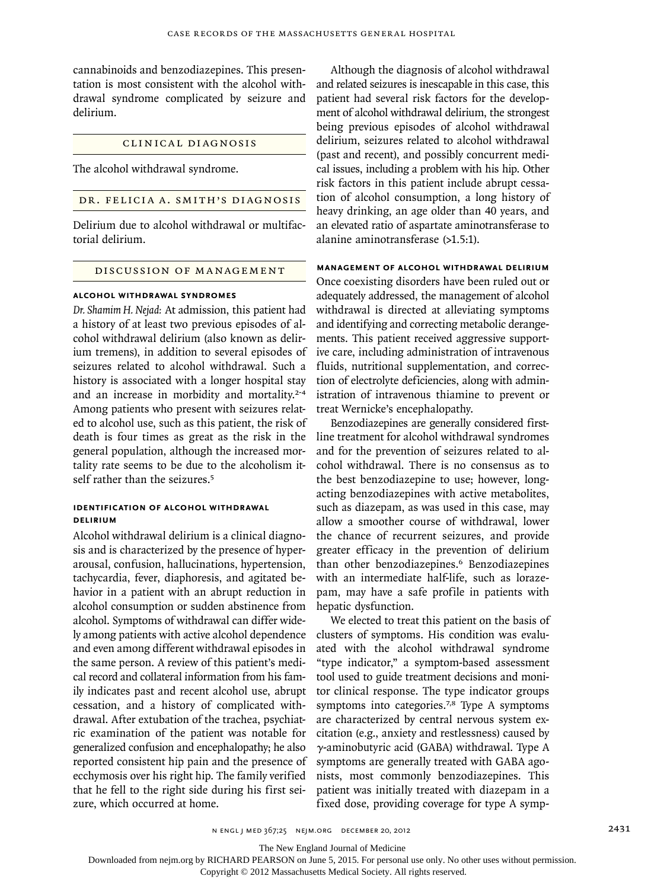cannabinoids and benzodiazepines. This presentation is most consistent with the alcohol withdrawal syndrome complicated by seizure and delirium.

## CLINICAL DIAGNOSIS

The alcohol withdrawal syndrome.

## DR. FELICIA A. SMITH'S DIAGNOSIS

Delirium due to alcohol withdrawal or multifactorial delirium.

## DISCUSSION OF MANAGEMENT

### ALCOHOL WITHDRAWAL SYNDROMES

*Dr. Shamim H. Nejad:* At admission, this patient had a history of at least two previous episodes of alcohol withdrawal delirium (also known as delirium tremens), in addition to several episodes of seizures related to alcohol withdrawal. Such a history is associated with a longer hospital stay and an increase in morbidity and mortality.[2-4] Among patients who present with seizures related to alcohol use, such as this patient, the risk of death is four times as great as the risk in the general population, although the increased mortality rate seems to be due to the alcoholism itself rather than the seizures.[5]

### IDENTIFICATION OF ALCOHOL WITHDRAWAL DELIRIUM

Alcohol withdrawal delirium is a clinical diagnosis and is characterized by the presence of hyperarousal, confusion, hallucinations, hypertension, tachycardia, fever, diaphoresis, and agitated behavior in a patient with an abrupt reduction in alcohol consumption or sudden abstinence from alcohol. Symptoms of withdrawal can differ widely among patients with active alcohol dependence and even among different withdrawal episodes in the same person. A review of this patient's medical record and collateral information from his family indicates past and recent alcohol use, abrupt cessation, and a history of complicated withdrawal. After extubation of the trachea, psychiatric examination of the patient was notable for generalized confusion and encephalopathy; he also reported consistent hip pain and the presence of ecchymosis over his right hip. The family verified that he fell to the right side during his first seizure, which occurred at home.

Although the diagnosis of alcohol withdrawal and related seizures is inescapable in this case, this patient had several risk factors for the development of alcohol withdrawal delirium, the strongest being previous episodes of alcohol withdrawal delirium, seizures related to alcohol withdrawal (past and recent), and possibly concurrent medical issues, including a problem with his hip. Other risk factors in this patient include abrupt cessation of alcohol consumption, a long history of heavy drinking, an age older than 40 years, and an elevated ratio of aspartate aminotransferase to alanine aminotransferase (>1.5:1).

### MANAGEMENT OF ALCOHOL WITHDRAWAL DELIRIUM

Once coexisting disorders have been ruled out or adequately addressed, the management of alcohol withdrawal is directed at alleviating symptoms and identifying and correcting metabolic derangements. This patient received aggressive supportive care, including administration of intravenous fluids, nutritional supplementation, and correction of electrolyte deficiencies, along with administration of intravenous thiamine to prevent or treat Wernicke's encephalopathy.

Benzodiazepines are generally considered first-line treatment for alcohol withdrawal syndromes and for the prevention of seizures related to alcohol withdrawal. There is no consensus as to the best benzodiazepine to use; however, long-acting benzodiazepines with active metabolites, such as diazepam, as was used in this case, may allow a smoother course of withdrawal, lower the chance of recurrent seizures, and provide greater efficacy in the prevention of delirium than other benzodiazepines.[6] Benzodiazepines with an intermediate half-life, such as lorazepam, may have a safe profile in patients with hepatic dysfunction.

We elected to treat this patient on the basis of clusters of symptoms. His condition was evaluated with the alcohol withdrawal syndrome "type indicator," a symptom-based assessment tool used to guide treatment decisions and monitor clinical response. The type indicator groups symptoms into categories.[7,8] Type A symptoms are characterized by central nervous system excitation (e.g., anxiety and restlessness) caused by $\gamma$-aminobutyric acid (GABA) withdrawal. Type A symptoms are generally treated with GABA agonists, most commonly benzodiazepines. This patient was initially treated with diazepam in a fixed dose, providing coverage for type A symp-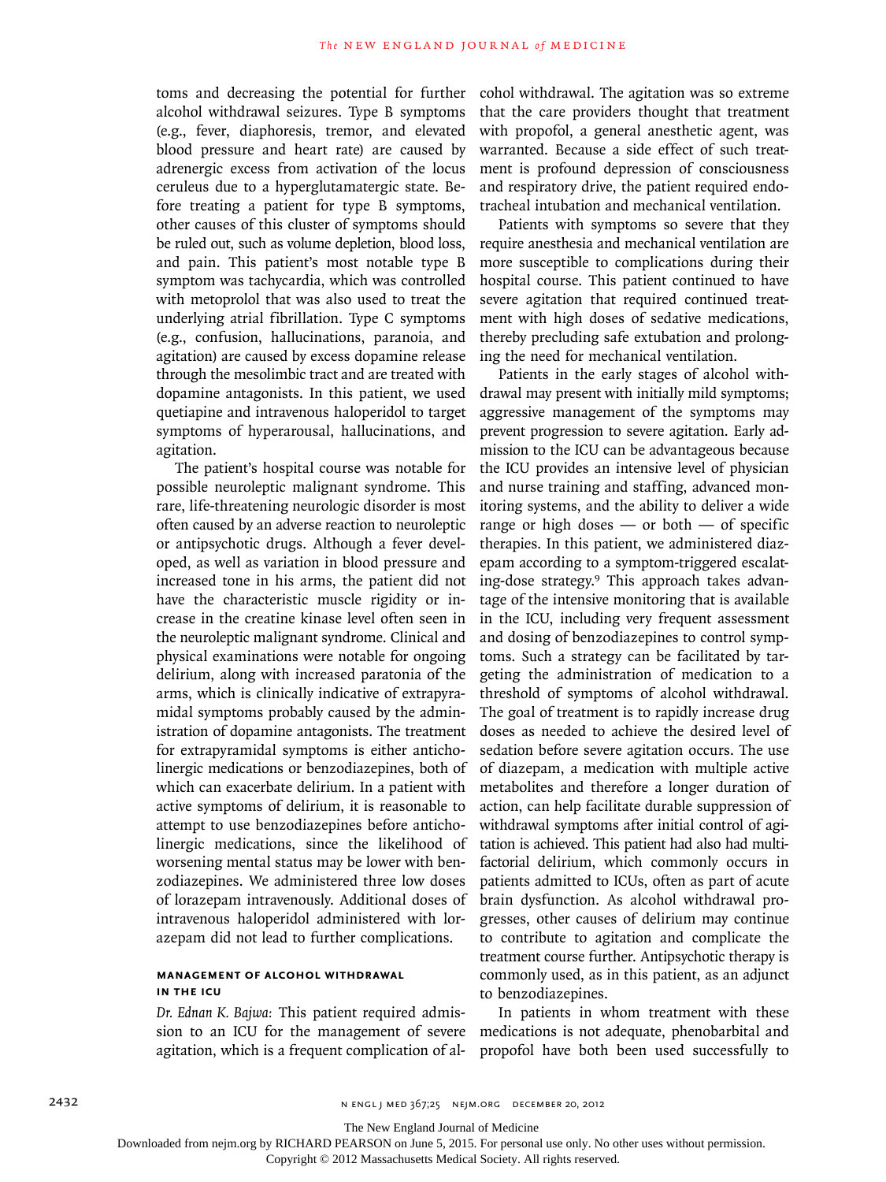toms and decreasing the potential for further alcohol withdrawal seizures. Type B symptoms (e.g., fever, diaphoresis, tremor, and elevated blood pressure and heart rate) are caused by adrenergic excess from activation of the locus ceruleus due to a hyperglutamatergic state. Before treating a patient for type B symptoms, other causes of this cluster of symptoms should be ruled out, such as volume depletion, blood loss, and pain. This patient's most notable type B symptom was tachycardia, which was controlled with metoprolol that was also used to treat the underlying atrial fibrillation. Type C symptoms (e.g., confusion, hallucinations, paranoia, and agitation) are caused by excess dopamine release through the mesolimbic tract and are treated with dopamine antagonists. In this patient, we used quetiapine and intravenous haloperidol to target symptoms of hyperarousal, hallucinations, and agitation.

The patient's hospital course was notable for possible neuroleptic malignant syndrome. This rare, life-threatening neurologic disorder is most often caused by an adverse reaction to neuroleptic or antipsychotic drugs. Although a fever developed, as well as variation in blood pressure and increased tone in his arms, the patient did not have the characteristic muscle rigidity or increase in the creatine kinase level often seen in the neuroleptic malignant syndrome. Clinical and physical examinations were notable for ongoing delirium, along with increased paratonia of the arms, which is clinically indicative of extrapyramidal symptoms probably caused by the administration of dopamine antagonists. The treatment for extrapyramidal symptoms is either anticholinergic medications or benzodiazepines, both of which can exacerbate delirium. In a patient with active symptoms of delirium, it is reasonable to attempt to use benzodiazepines before anticholinergic medications, since the likelihood of worsening mental status may be lower with benzodiazepines. We administered three low doses of lorazepam intravenously. Additional doses of intravenous haloperidol administered with lorazepam did not lead to further complications.

## Management of Alcohol Withdrawal in the ICU

*Dr. Ednan K. Bajwa:* This patient required admission to an ICU for the management of severe agitation, which is a frequent complication of alcohol withdrawal. The agitation was so extreme that the care providers thought that treatment with propofol, a general anesthetic agent, was warranted. Because a side effect of such treatment is profound depression of consciousness and respiratory drive, the patient required endotracheal intubation and mechanical ventilation.

Patients with symptoms so severe that they require anesthesia and mechanical ventilation are more susceptible to complications during their hospital course. This patient continued to have severe agitation that required continued treatment with high doses of sedative medications, thereby precluding safe extubation and prolonging the need for mechanical ventilation.

Patients in the early stages of alcohol withdrawal may present with initially mild symptoms; aggressive management of the symptoms may prevent progression to severe agitation. Early admission to the ICU can be advantageous because the ICU provides an intensive level of physician and nurse training and staffing, advanced monitoring systems, and the ability to deliver a wide range or high doses — or both — of specific therapies. In this patient, we administered diazepam according to a symptom-triggered escalating-dose strategy.[9] This approach takes advantage of the intensive monitoring that is available in the ICU, including very frequent assessment and dosing of benzodiazepines to control symptoms. Such a strategy can be facilitated by targeting the administration of medication to a threshold of symptoms of alcohol withdrawal. The goal of treatment is to rapidly increase drug doses as needed to achieve the desired level of sedation before severe agitation occurs. The use of diazepam, a medication with multiple active metabolites and therefore a longer duration of action, can help facilitate durable suppression of withdrawal symptoms after initial control of agitation is achieved. This patient had also had multifactorial delirium, which commonly occurs in patients admitted to ICUs, often as part of acute brain dysfunction. As alcohol withdrawal progresses, other causes of delirium may continue to contribute to agitation and complicate the treatment course further. Antipsychotic therapy is commonly used, as in this patient, as an adjunct to benzodiazepines.

In patients in whom treatment with these medications is not adequate, phenobarbital and propofol have both been used successfully to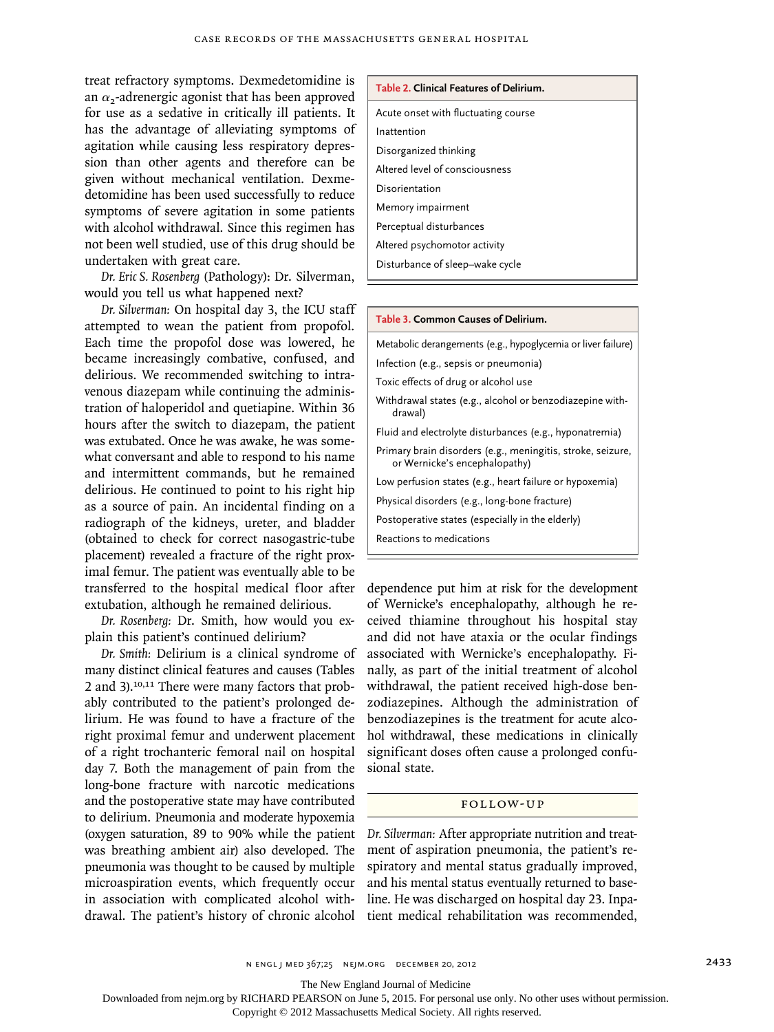treat refractory symptoms. Dexmedetomidine is an $\alpha_2$-adrenergic agonist that has been approved for use as a sedative in critically ill patients. It has the advantage of alleviating symptoms of agitation while causing less respiratory depression than other agents and therefore can be given without mechanical ventilation. Dexmedetomidine has been used successfully to reduce symptoms of severe agitation in some patients with alcohol withdrawal. Since this regimen has not been well studied, use of this drug should be undertaken with great care.

*Dr. Eric S. Rosenberg* (Pathology): Dr. Silverman, would you tell us what happened next?

*Dr. Silverman:* On hospital day 3, the ICU staff attempted to wean the patient from propofol. Each time the propofol dose was lowered, he became increasingly combative, confused, and delirious. We recommended switching to intravenous diazepam while continuing the administration of haloperidol and quetiapine. Within 36 hours after the switch to diazepam, the patient was extubated. Once he was awake, he was somewhat conversant and able to respond to his name and intermittent commands, but he remained delirious. He continued to point to his right hip as a source of pain. An incidental finding on a radiograph of the kidneys, ureter, and bladder (obtained to check for correct nasogastric-tube placement) revealed a fracture of the right proximal femur. The patient was eventually able to be transferred to the hospital medical floor after extubation, although he remained delirious.

*Dr. Rosenberg:* Dr. Smith, how would you explain this patient's continued delirium?

*Dr. Smith:* Delirium is a clinical syndrome of many distinct clinical features and causes (Tables 2 and 3).[10,11] There were many factors that probably contributed to the patient's prolonged delirium. He was found to have a fracture of the right proximal femur and underwent placement of a right trochanteric femoral nail on hospital day 7. Both the management of pain from the long-bone fracture with narcotic medications and the postoperative state may have contributed to delirium. Pneumonia and moderate hypoxemia (oxygen saturation, 89 to 90% while the patient was breathing ambient air) also developed. The pneumonia was thought to be caused by multiple microaspiration events, which frequently occur in association with complicated alcohol withdrawal. The patient's history of chronic alcohol dependence put him at risk for the development of Wernicke's encephalopathy, although he received thiamine throughout his hospital stay and did not have ataxia or the ocular findings associated with Wernicke's encephalopathy. Finally, as part of the initial treatment of alcohol withdrawal, the patient received high-dose benzodiazepines. Although the administration of benzodiazepines is the treatment for acute alcohol withdrawal, these medications in clinically significant doses often cause a prolonged confusional state.

| Table 2. Clinical Features of Delirium. |
| --- |
| Acute onset with fluctuating course |
| Inattention |
| Disorganized thinking |
| Altered level of consciousness |
| Disorientation |
| Memory impairment |
| Perceptual disturbances |
| Altered psychomotor activity |
| Disturbance of sleep–wake cycle |

| Table 3. Common Causes of Delirium. |
| --- |
| Metabolic derangements (e.g., hypoglycemia or liver failure) |
| Infection (e.g., sepsis or pneumonia) |
| Toxic effects of drug or alcohol use |
| Withdrawal states (e.g., alcohol or benzodiazepine withdrawal) |
| Fluid and electrolyte disturbances (e.g., hyponatremia) |
| Primary brain disorders (e.g., meningitis, stroke, seizure, or Wernicke's encephalopathy) |
| Low perfusion states (e.g., heart failure or hypoxemia) |
| Physical disorders (e.g., long-bone fracture) |
| Postoperative states (especially in the elderly) |
| Reactions to medications |

## FOLLOW-UP

*Dr. Silverman:* After appropriate nutrition and treatment of aspiration pneumonia, the patient's respiratory and mental status gradually improved, and his mental status eventually returned to baseline. He was discharged on hospital day 23. Inpatient medical rehabilitation was recommended,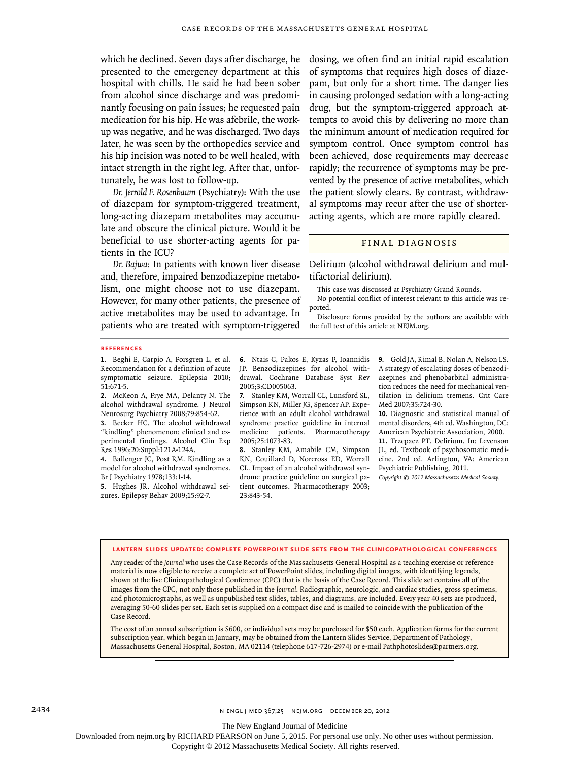which he declined. Seven days after discharge, he presented to the emergency department at this hospital with chills. He said he had been sober from alcohol since discharge and was predominantly focusing on pain issues; he requested pain medication for his hip. He was afebrile, the workup was negative, and he was discharged. Two days later, he was seen by the orthopedics service and his hip incision was noted to be well healed, with intact strength in the right leg. After that, unfortunately, he was lost to follow-up.

*Dr. Jerrold F. Rosenbaum* (Psychiatry): With the use of diazepam for symptom-triggered treatment, long-acting diazepam metabolites may accumulate and obscure the clinical picture. Would it be beneficial to use shorter-acting agents for patients in the ICU?

*Dr. Bajwa:* In patients with known liver disease and, therefore, impaired benzodiazepine metabolism, one might choose not to use diazepam. However, for many other patients, the presence of active metabolites may be used to advantage. In patients who are treated with symptom-triggered dosing, we often find an initial rapid escalation of symptoms that requires high doses of diazepam, but only for a short time. The danger lies in causing prolonged sedation with a long-acting drug, but the symptom-triggered approach attempts to avoid this by delivering no more than the minimum amount of medication required for symptom control. Once symptom control has been achieved, dose requirements may decrease rapidly; the recurrence of symptoms may be prevented by the presence of active metabolites, which the patient slowly clears. By contrast, withdrawal symptoms may recur after the use of shorter-acting agents, which are more rapidly cleared.

## Final Diagnosis

Delirium (alcohol withdrawal delirium and multifactorial delirium).

This case was discussed at Psychiatry Grand Rounds.

No potential conflict of interest relevant to this article was reported.

Disclosure forms provided by the authors are available with the full text of this article at NEJM.org.

### References

1. Beghi E, Carpio A, Forsgren L, et al. Recommendation for a definition of acute symptomatic seizure. Epilepsia 2010;51:671-5.
2. McKeon A, Frye MA, Delanty N. The alcohol withdrawal syndrome. J Neurol Neurosurg Psychiatry 2008;79:854-62.
3. Becker HC. The alcohol withdrawal "kindling" phenomenon: clinical and experimental findings. Alcohol Clin Exp Res 1996;20:Suppl:121A-124A.
4. Ballenger JC, Post RM. Kindling as a model for alcohol withdrawal syndromes. Br J Psychiatry 1978;133:1-14.
5. Hughes JR. Alcohol withdrawal seizures. Epilepsy Behav 2009;15:92-7.
6. Ntais C, Pakos E, Kyzas P, Ioannidis JP. Benzodiazepines for alcohol withdrawal. Cochrane Database Syst Rev 2005;3:CD005063.
7. Stanley KM, Worrall CL, Lunsford SL, Simpson KN, Miller JG, Spencer AP. Experience with an adult alcohol withdrawal syndrome practice guideline in internal medicine patients. Pharmacotherapy 2005;25:1073-83.
8. Stanley KM, Amabile CM, Simpson KN, Couillard D, Norcross ED, Worrall CL. Impact of an alcohol withdrawal syndrome practice guideline on surgical patient outcomes. Pharmacotherapy 2003;23:843-54.
9. Gold JA, Rimal B, Nolan A, Nelson LS. A strategy of escalating doses of benzodiazepines and phenobarbital administration reduces the need for mechanical ventilation in delirium tremens. Crit Care Med 2007;35:724-30.
10. Diagnostic and statistical manual of mental disorders, 4th ed. Washington, DC: American Psychiatric Association, 2000.
11. Trzepacz PT. Delirium. In: Levenson JL, ed. Textbook of psychosomatic medicine. 2nd ed. Arlington, VA: American Psychiatric Publishing, 2011.

*Copyright © 2012 Massachusetts Medical Society.*

---

**LANTERN SLIDES UPDATED: COMPLETE POWERPOINT SLIDE SETS FROM THE CLINICOPATHOLOGICAL CONFERENCES**

Any reader of the *Journal* who uses the Case Records of the Massachusetts General Hospital as a teaching exercise or reference material is now eligible to receive a complete set of PowerPoint slides, including digital images, with identifying legends, shown at the live Clinicopathological Conference (CPC) that is the basis of the Case Record. This slide set contains all of the images from the CPC, not only those published in the *Journal*. Radiographic, neurologic, and cardiac studies, gross specimens, and photomicrographs, as well as unpublished text slides, tables, and diagrams, are included. Every year 40 sets are produced, averaging 50-60 slides per set. Each set is supplied on a compact disc and is mailed to coincide with the publication of the Case Record.

The cost of an annual subscription is $600, or individual sets may be purchased for $50 each. Application forms for the current subscription year, which began in January, may be obtained from the Lantern Slides Service, Department of Pathology, Massachusetts General Hospital, Boston, MA 02114 (telephone 617-726-2974) or e-mail Pathphotoslides@partners.org.